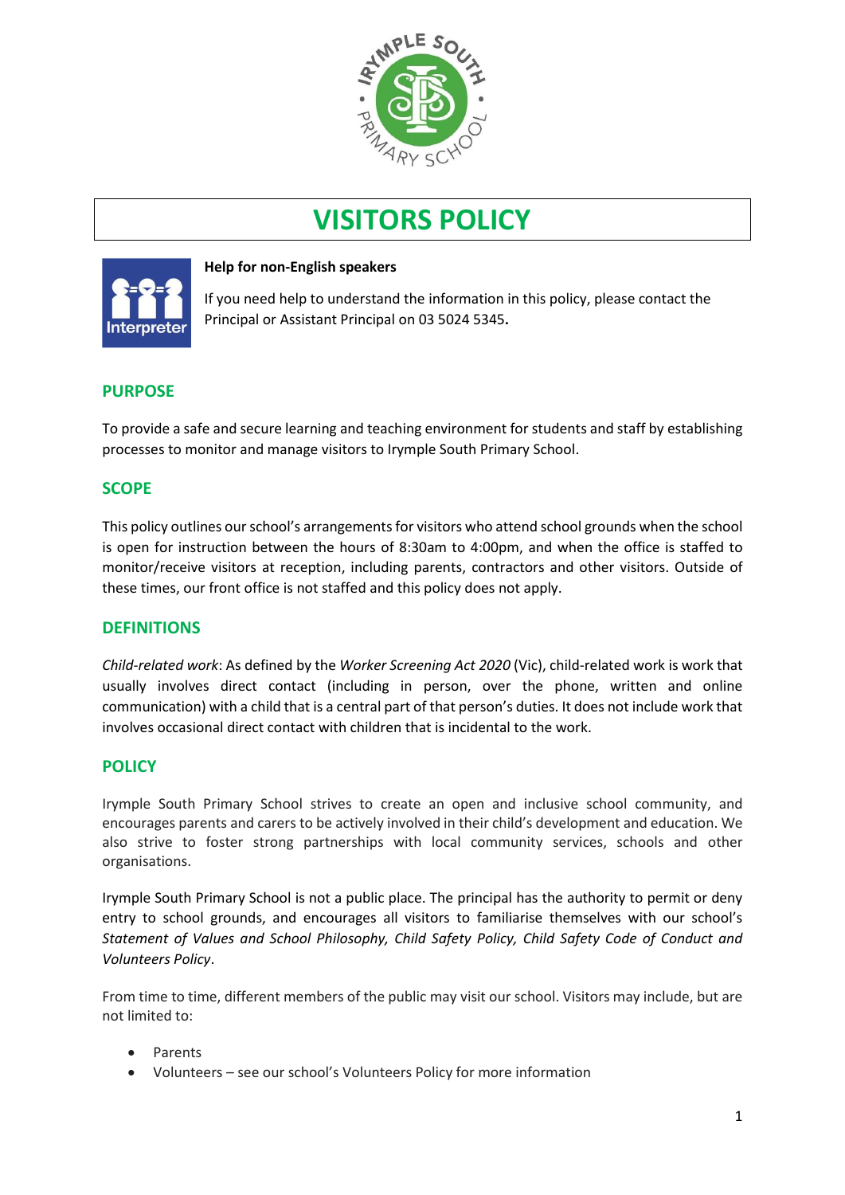# VISITORS POLICY

**Help for non-English speakers**

If you need help to understand the information in this policy, please contact the Principal or Assistant Principal on 03 5024 5345**.**

## PURPOSE

To provide a safe and secure learning and teaching environment for students and staff by establishing processes to monitor and manage visitors to Irymple South Primary School.

## SCOPE

This policy outlines our school's arrangements for visitors who attend school grounds when the school is open for instruction between the hours of 8:30am to 4:00pm, and when the office is staffed to monitor/receive visitors at reception, including parents, contractors and other visitors. Outside of these times, our front office is not staffed and this policy does not apply.

## DEFINITIONS

*Child-related work*: As defined by the *Worker Screening Act 2020* (Vic), child-related work is work that usually involves direct contact (including in person, over the phone, written and online communication) with a child that is a central part of that person's duties. It does not include work that involves occasional direct contact with children that is incidental to the work.

## POLICY

Irymple South Primary School strives to create an open and inclusive school community, and encourages parents and carers to be actively involved in their child's development and education. We also strive to foster strong partnerships with local community services, schools and other organisations.

Irymple South Primary School is not a public place. The principal has the authority to permit or deny entry to school grounds, and encourages all visitors to familiarise themselves with our school's *Statement of Values and School Philosophy, Child Safety Policy, Child Safety Code of Conduct and Volunteers Policy*.

From time to time, different members of the public may visit our school. Visitors may include, but are not limited to:

- Parents
- Volunteers – see our school's Volunteers Policy for more information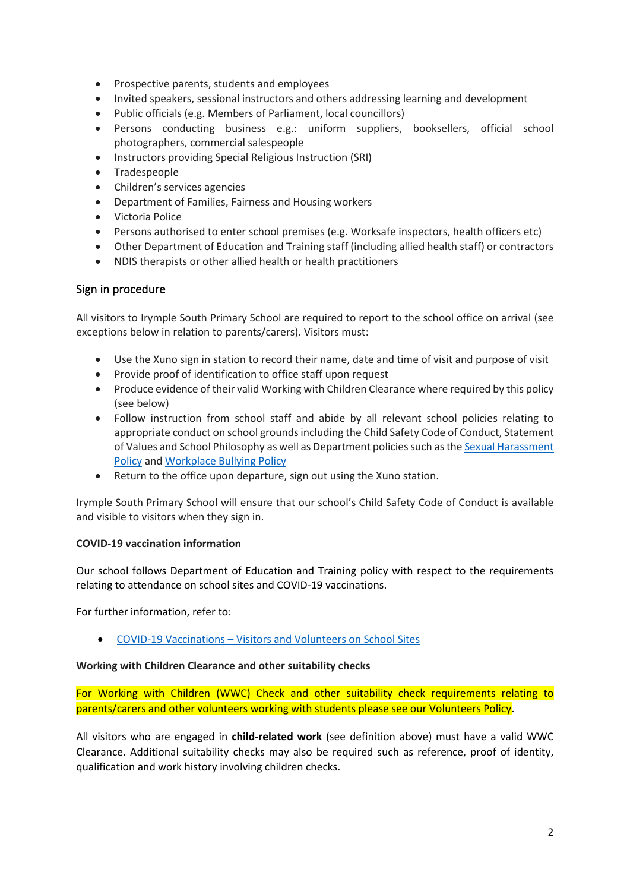- Prospective parents, students and employees
- Invited speakers, sessional instructors and others addressing learning and development
- Public officials (e.g. Members of Parliament, local councillors)
- Persons conducting business e.g.: uniform suppliers, booksellers, official school photographers, commercial salespeople
- Instructors providing Special Religious Instruction (SRI)
- Tradespeople
- Children's services agencies
- Department of Families, Fairness and Housing workers
- Victoria Police
- Persons authorised to enter school premises (e.g. Worksafe inspectors, health officers etc)
- Other Department of Education and Training staff (including allied health staff) or contractors
- NDIS therapists or other allied health or health practitioners

## Sign in procedure

All visitors to Irymple South Primary School are required to report to the school office on arrival (see exceptions below in relation to parents/carers). Visitors must:

- Use the Xuno sign in station to record their name, date and time of visit and purpose of visit
- Provide proof of identification to office staff upon request
- Produce evidence of their valid Working with Children Clearance where required by this policy (see below)
- Follow instruction from school staff and abide by all relevant school policies relating to appropriate conduct on school grounds including the Child Safety Code of Conduct, Statement of Values and School Philosophy as well as Department policies such as the Sexual Harassment Policy and Workplace Bullying Policy
- Return to the office upon departure, sign out using the Xuno station.

Irymple South Primary School will ensure that our school's Child Safety Code of Conduct is available and visible to visitors when they sign in.

**COVID-19 vaccination information**

Our school follows Department of Education and Training policy with respect to the requirements relating to attendance on school sites and COVID-19 vaccinations.

For further information, refer to:

- COVID-19 Vaccinations – Visitors and Volunteers on School Sites

**Working with Children Clearance and other suitability checks**

For Working with Children (WWC) Check and other suitability check requirements relating to parents/carers and other volunteers working with students please see our Volunteers Policy.

All visitors who are engaged in **child-related work** (see definition above) must have a valid WWC Clearance. Additional suitability checks may also be required such as reference, proof of identity, qualification and work history involving children checks.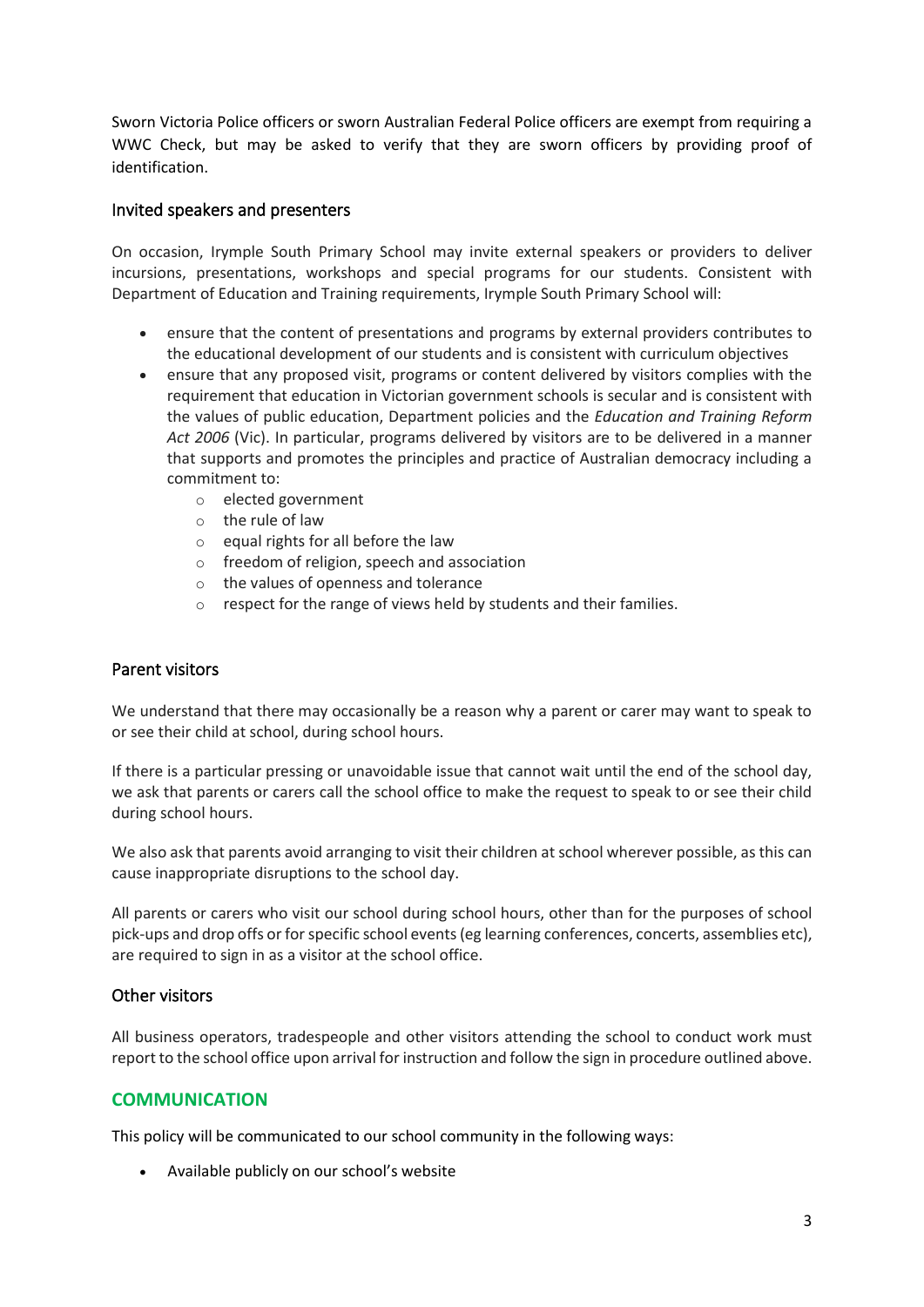Sworn Victoria Police officers or sworn Australian Federal Police officers are exempt from requiring a WWC Check, but may be asked to verify that they are sworn officers by providing proof of identification.

### Invited speakers and presenters

On occasion, Irymple South Primary School may invite external speakers or providers to deliver incursions, presentations, workshops and special programs for our students. Consistent with Department of Education and Training requirements, Irymple South Primary School will:

- ensure that the content of presentations and programs by external providers contributes to the educational development of our students and is consistent with curriculum objectives
- ensure that any proposed visit, programs or content delivered by visitors complies with the requirement that education in Victorian government schools is secular and is consistent with the values of public education, Department policies and the *Education and Training Reform Act 2006* (Vic). In particular, programs delivered by visitors are to be delivered in a manner that supports and promotes the principles and practice of Australian democracy including a commitment to:
  - elected government
  - the rule of law
  - equal rights for all before the law
  - freedom of religion, speech and association
  - the values of openness and tolerance
  - respect for the range of views held by students and their families.

### Parent visitors

We understand that there may occasionally be a reason why a parent or carer may want to speak to or see their child at school, during school hours.

If there is a particular pressing or unavoidable issue that cannot wait until the end of the school day, we ask that parents or carers call the school office to make the request to speak to or see their child during school hours.

We also ask that parents avoid arranging to visit their children at school wherever possible, as this can cause inappropriate disruptions to the school day.

All parents or carers who visit our school during school hours, other than for the purposes of school pick-ups and drop offs or for specific school events (eg learning conferences, concerts, assemblies etc), are required to sign in as a visitor at the school office.

### Other visitors

All business operators, tradespeople and other visitors attending the school to conduct work must report to the school office upon arrival for instruction and follow the sign in procedure outlined above.

## COMMUNICATION

This policy will be communicated to our school community in the following ways:

- Available publicly on our school's website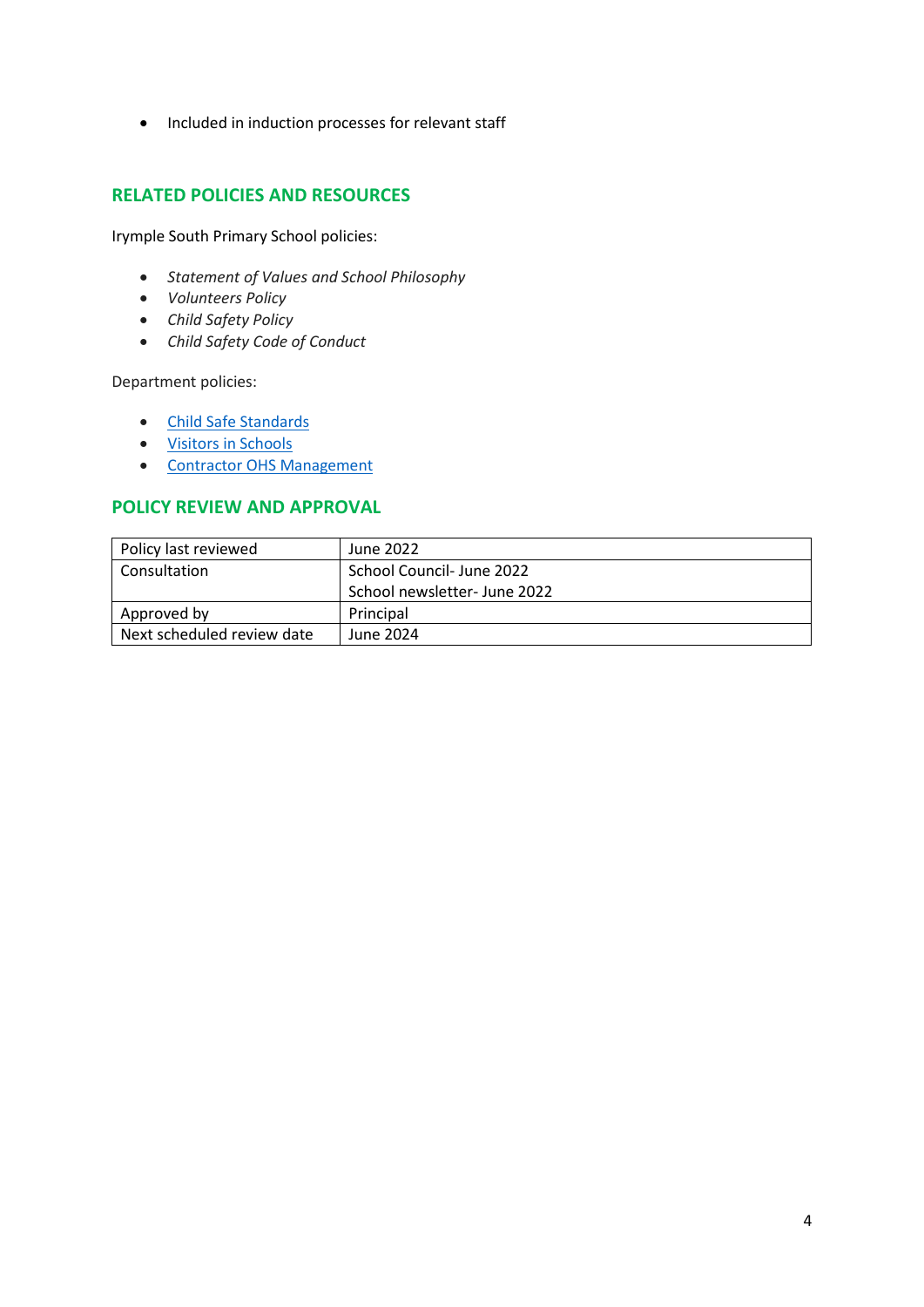- Included in induction processes for relevant staff

## RELATED POLICIES AND RESOURCES

Irymple South Primary School policies:

- *Statement of Values and School Philosophy*
- *Volunteers Policy*
- *Child Safety Policy*
- *Child Safety Code of Conduct*

Department policies:

- Child Safe Standards
- Visitors in Schools
- Contractor OHS Management

## POLICY REVIEW AND APPROVAL

| | |
|---|---|
| Policy last reviewed | June 2022 |
| Consultation | School Council- June 2022<br>School newsletter- June 2022 |
| Approved by | Principal |
| Next scheduled review date | June 2024 |